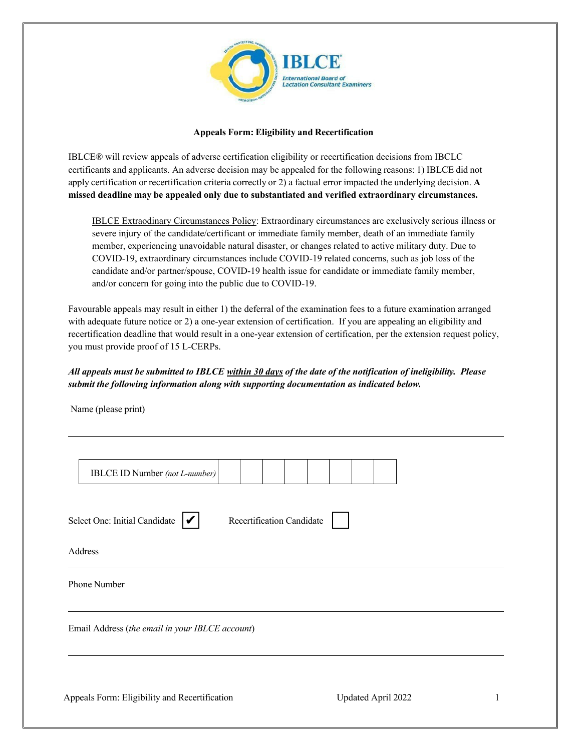**Appeals Form: Eligibility and Recertification**

IBLCE® will review appeals of adverse certification eligibility or recertification decisions from IBCLC certificants and applicants. An adverse decision may be appealed for the following reasons: 1) IBLCE did not apply certification or recertification criteria correctly or 2) a factual error impacted the underlying decision. **A missed deadline may be appealed only due to substantiated and verified extraordinary circumstances.**

> IBLCE Extraodinary Circumstances Policy: Extraordinary circumstances are exclusively serious illness or severe injury of the candidate/certificant or immediate family member, death of an immediate family member, experiencing unavoidable natural disaster, or changes related to active military duty. Due to COVID-19, extraordinary circumstances include COVID-19 related concerns, such as job loss of the candidate and/or partner/spouse, COVID-19 health issue for candidate or immediate family member, and/or concern for going into the public due to COVID-19.

Favourable appeals may result in either 1) the deferral of the examination fees to a future examination arranged with adequate future notice or 2) a one-year extension of certification. If you are appealing an eligibility and recertification deadline that would result in a one-year extension of certification, per the extension request policy, you must provide proof of 15 L-CERPs.

***All appeals must be submitted to IBLCE within 30 days of the date of the notification of ineligibility. Please submit the following information along with supporting documentation as indicated below.***

Name (please print)

_______________________________________________

| IBLCE ID Number *(not L-number)* | | | | | | | | |
|---|---|---|---|---|---|---|---|---|

Select One: Initial Candidate ☑ Recertification Candidate ☐

Address

_______________________________________________

Phone Number

_______________________________________________

Email Address (*the email in your IBLCE account*)

_______________________________________________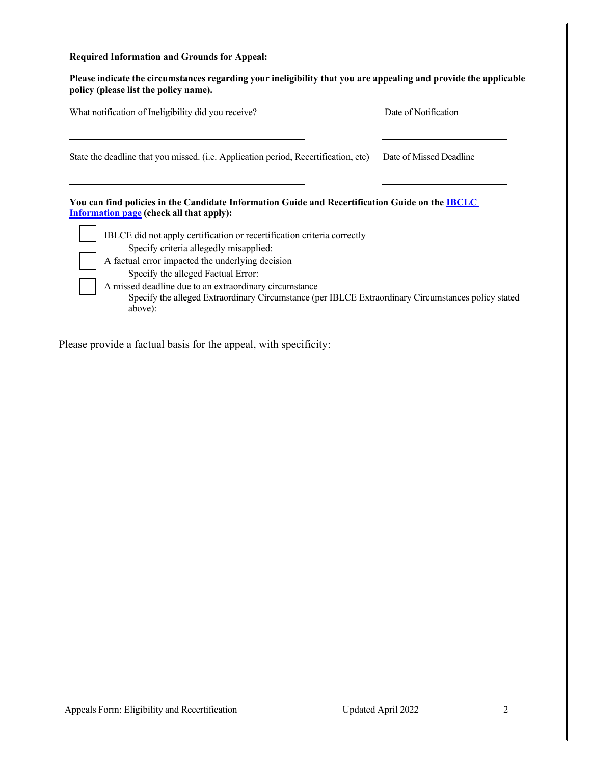**Required Information and Grounds for Appeal:**

**Please indicate the circumstances regarding your ineligibility that you are appealing and provide the applicable policy (please list the policy name).**

What notification of Ineligibility did you receive? _______________________ Date of Notification _______________

State the deadline that you missed. (i.e. Application period, Recertification, etc) _______________________ Date of Missed Deadline _______________

**You can find policies in the Candidate Information Guide and Recertification Guide on the [IBCLC Information page](#) (check all that apply):**

- [ ] IBLCE did not apply certification or recertification criteria correctly
  Specify criteria allegedly misapplied:
- [ ] A factual error impacted the underlying decision
  Specify the alleged Factual Error:
- [ ] A missed deadline due to an extraordinary circumstance
  Specify the alleged Extraordinary Circumstance (per IBLCE Extraordinary Circumstances policy stated above):

Please provide a factual basis for the appeal, with specificity: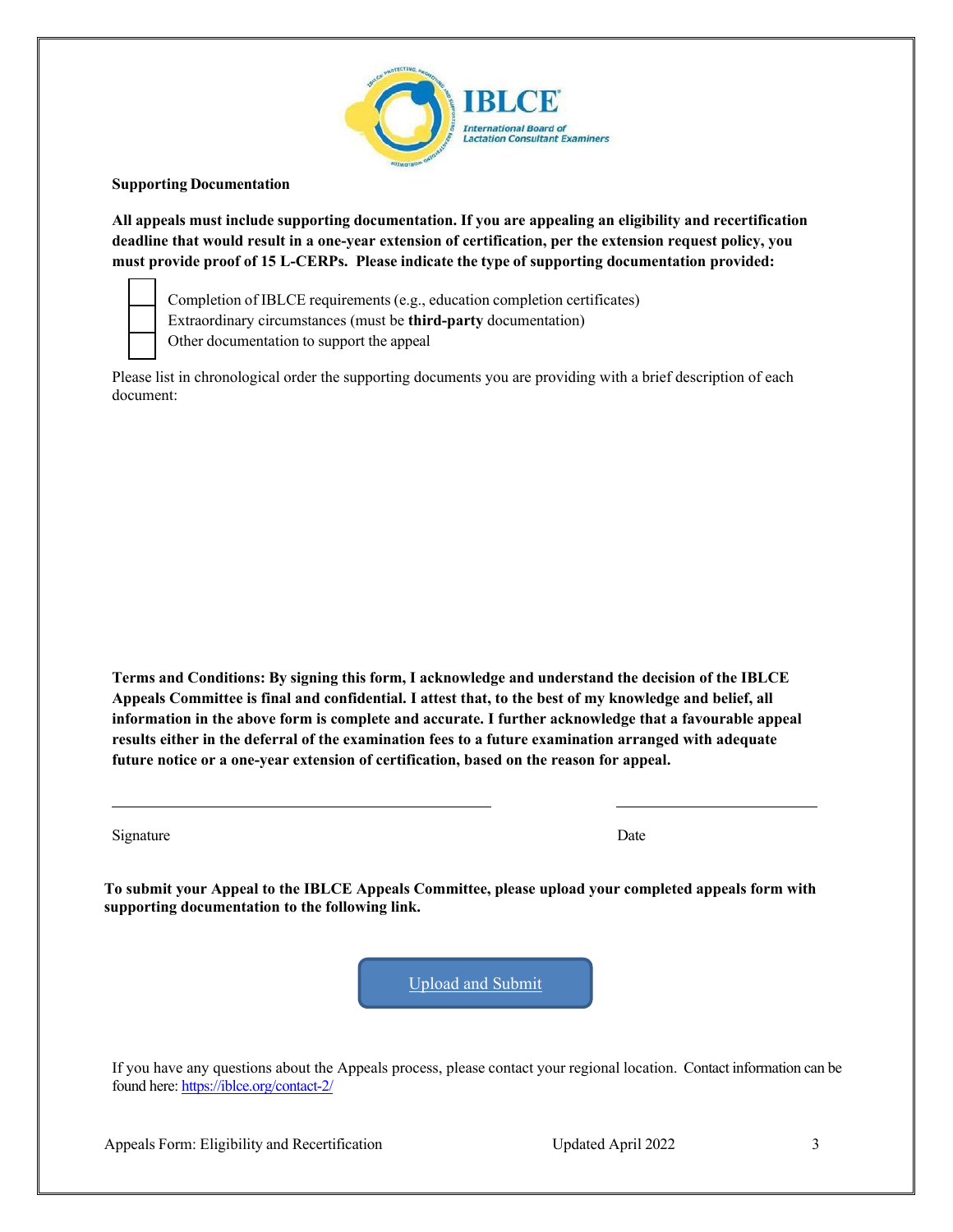**Supporting Documentation**

**All appeals must include supporting documentation. If you are appealing an eligibility and recertification deadline that would result in a one-year extension of certification, per the extension request policy, you must provide proof of 15 L-CERPs. Please indicate the type of supporting documentation provided:**

- [ ] Completion of IBLCE requirements (e.g., education completion certificates)
- [ ] Extraordinary circumstances (must be **third-party** documentation)
- [ ] Other documentation to support the appeal

Please list in chronological order the supporting documents you are providing with a brief description of each document:

**Terms and Conditions: By signing this form, I acknowledge and understand the decision of the IBLCE Appeals Committee is final and confidential. I attest that, to the best of my knowledge and belief, all information in the above form is complete and accurate. I further acknowledge that a favourable appeal results either in the deferral of the examination fees to a future examination arranged with adequate future notice or a one-year extension of certification, based on the reason for appeal.**

Signature ______________________ Date ______________

**To submit your Appeal to the IBLCE Appeals Committee, please upload your completed appeals form with supporting documentation to the following link.**

Upload and Submit

If you have any questions about the Appeals process, please contact your regional location. Contact information can be found here: https://iblce.org/contact-2/